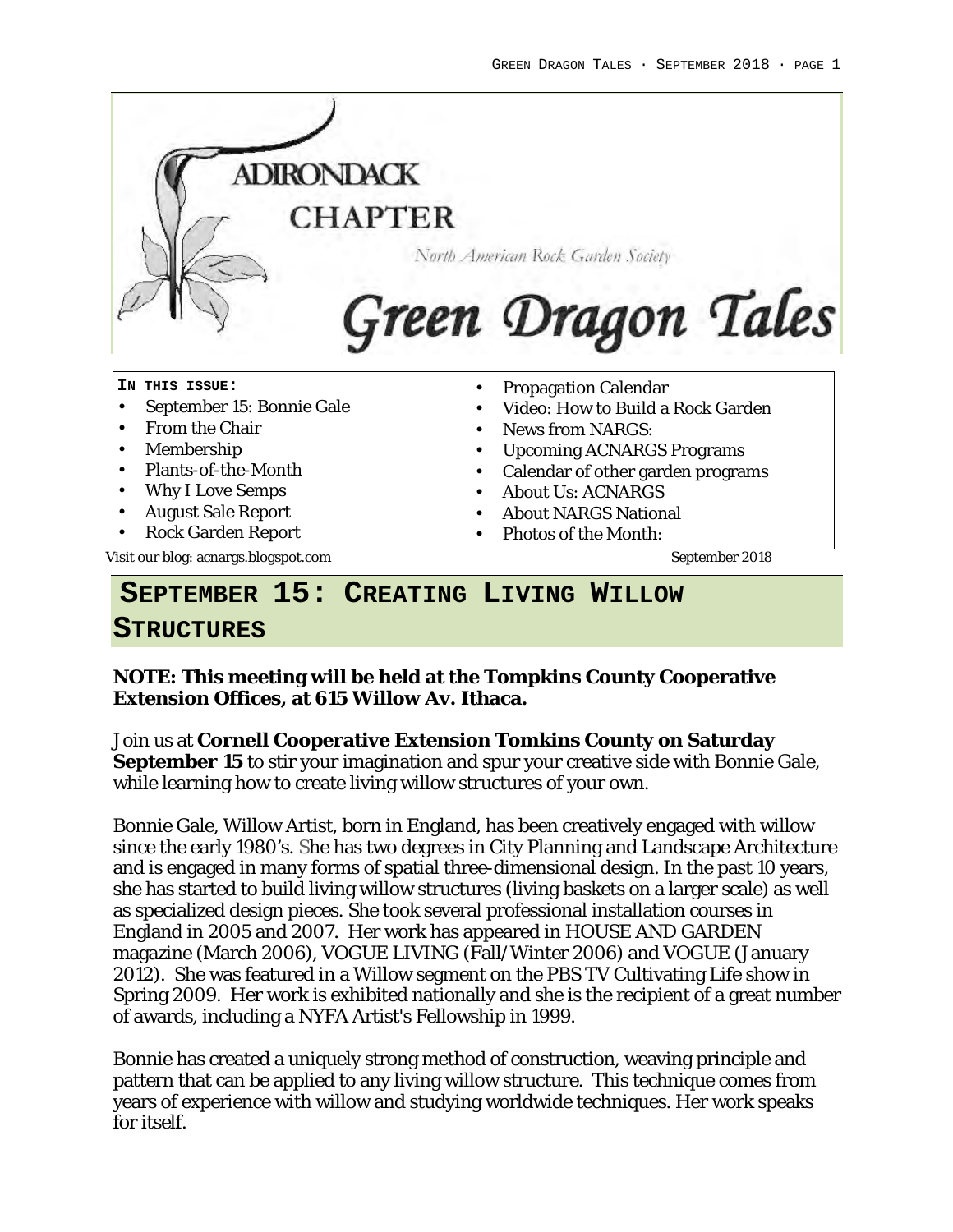ADIRONDACK CHAPTER

North American Rock Garden Society

# Green Dragon Tales

**IN THIS ISSUE:**

- September 15: Bonnie Gale
- From the Chair
- Membership
- Plants-of-the-Month
- Why I Love Semps
- August Sale Report
- Rock Garden Report
- Propagation Calendar
- Video: How to Build a Rock Garden
- News from NARGS:
- Upcoming ACNARGS Programs
- Calendar of other garden programs
- About Us: ACNARGS
- About NARGS National
- Photos of the Month:

Visit our blog: acnargs.blogspot.com

September 2018

## SEPTEMBER 15: CREATING LIVING WILLOW STRUCTURES

**NOTE: This meeting will be held at the Tompkins County Cooperative Extension Offices, at 615 Willow Av. Ithaca.**

Join us at **Cornell Cooperative Extension Tomkins County on Saturday September 15** to stir your imagination and spur your creative side with Bonnie Gale, while learning how to create living willow structures of your own.

Bonnie Gale, Willow Artist, born in England, has been creatively engaged with willow since the early 1980's. She has two degrees in City Planning and Landscape Architecture and is engaged in many forms of spatial three-dimensional design. In the past 10 years, she has started to build living willow structures (living baskets on a larger scale) as well as specialized design pieces. She took several professional installation courses in England in 2005 and 2007. Her work has appeared in HOUSE AND GARDEN magazine (March 2006), VOGUE LIVING (Fall/Winter 2006) and VOGUE (January 2012). She was featured in a Willow segment on the PBS TV Cultivating Life show in Spring 2009. Her work is exhibited nationally and she is the recipient of a great number of awards, including a NYFA Artist's Fellowship in 1999.

Bonnie has created a uniquely strong method of construction, weaving principle and pattern that can be applied to any living willow structure. This technique comes from years of experience with willow and studying worldwide techniques. Her work speaks for itself.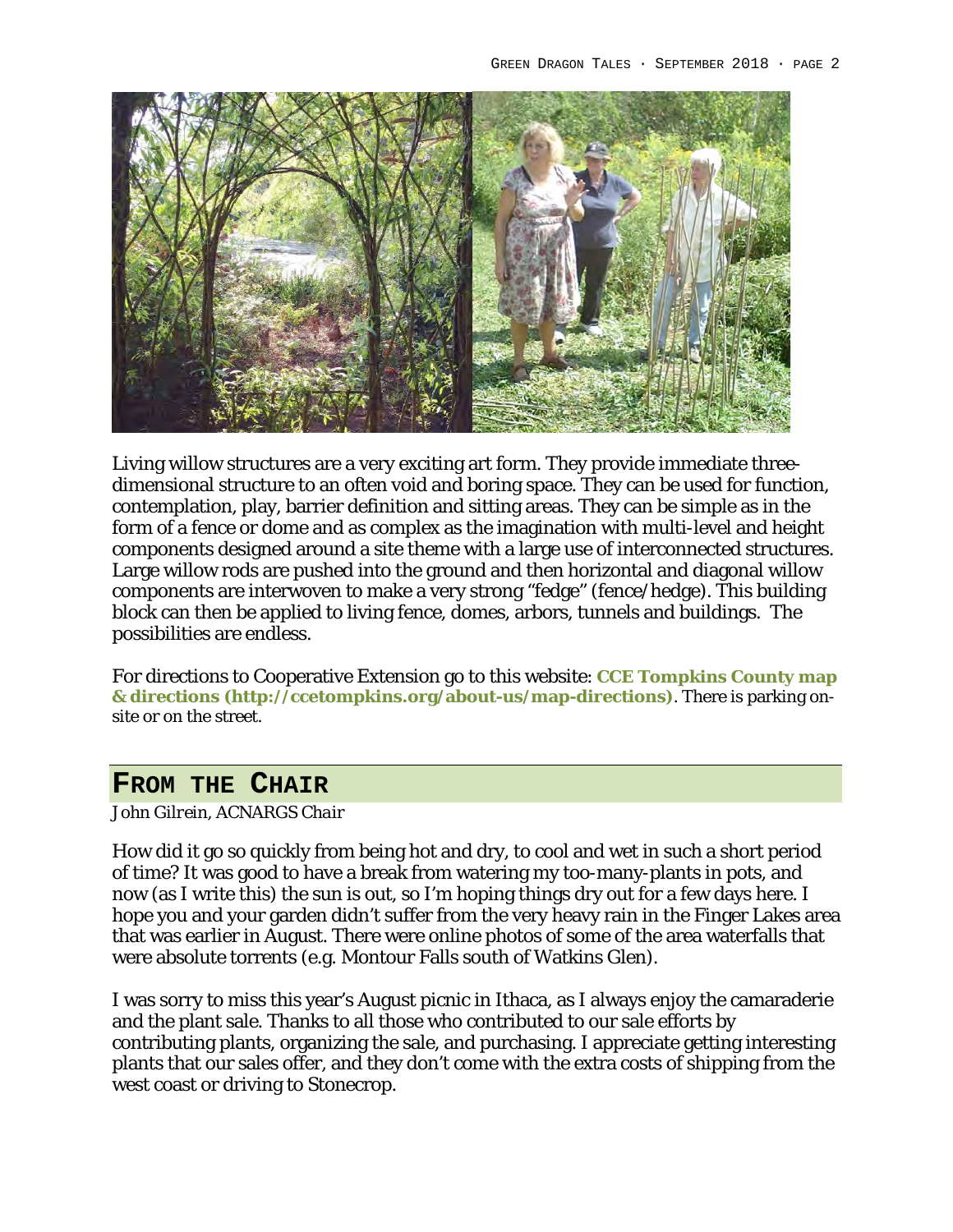Living willow structures are a very exciting art form. They provide immediate three-dimensional structure to an often void and boring space. They can be used for function, contemplation, play, barrier definition and sitting areas. They can be simple as in the form of a fence or dome and as complex as the imagination with multi-level and height components designed around a site theme with a large use of interconnected structures. Large willow rods are pushed into the ground and then horizontal and diagonal willow components are interwoven to make a very strong "fedge" (fence/hedge). This building block can then be applied to living fence, domes, arbors, tunnels and buildings. The possibilities are endless.

For directions to Cooperative Extension go to this website: **CCE Tompkins County map & directions (http://ccetompkins.org/about-us/map-directions)**. There is parking on-site or on the street.

## From the Chair

*John Gilrein, ACNARGS Chair*

How did it go so quickly from being hot and dry, to cool and wet in such a short period of time? It was good to have a break from watering my too-many-plants in pots, and now (as I write this) the sun is out, so I'm hoping things dry out for a few days here. I hope you and your garden didn't suffer from the very heavy rain in the Finger Lakes area that was earlier in August. There were online photos of some of the area waterfalls that were absolute torrents (e.g. Montour Falls south of Watkins Glen).

I was sorry to miss this year's August picnic in Ithaca, as I always enjoy the camaraderie and the plant sale. Thanks to all those who contributed to our sale efforts by contributing plants, organizing the sale, and purchasing. I appreciate getting interesting plants that our sales offer, and they don't come with the extra costs of shipping from the west coast or driving to Stonecrop.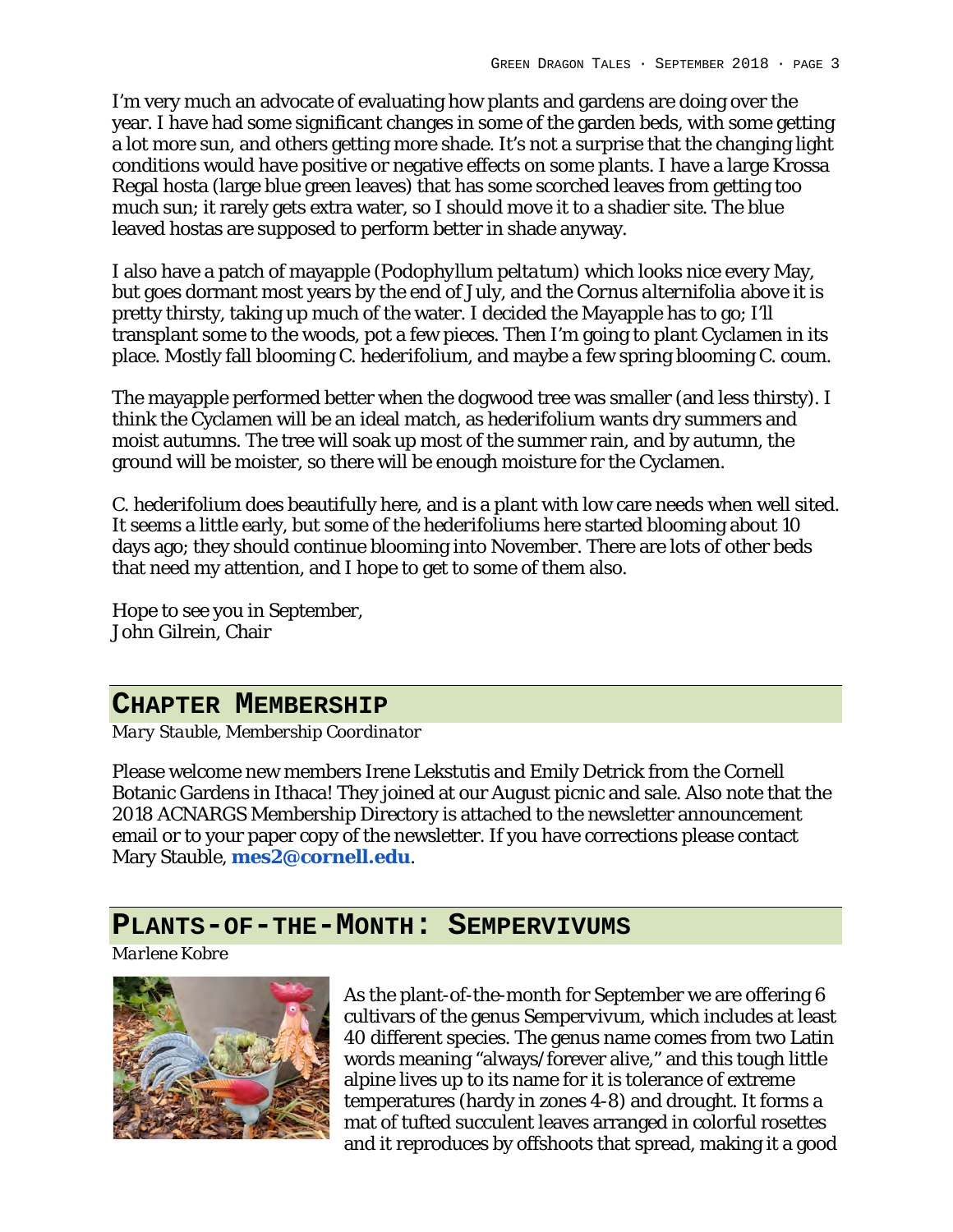I'm very much an advocate of evaluating how plants and gardens are doing over the year. I have had some significant changes in some of the garden beds, with some getting a lot more sun, and others getting more shade. It's not a surprise that the changing light conditions would have positive or negative effects on some plants. I have a large Krossa Regal hosta (large blue green leaves) that has some scorched leaves from getting too much sun; it rarely gets extra water, so I should move it to a shadier site. The blue leaved hostas are supposed to perform better in shade anyway.

I also have a patch of mayapple (*Podophyllum peltatum*) which looks nice every May, but goes dormant most years by the end of July, and the *Cornus alternifolia* above it is pretty thirsty, taking up much of the water. I decided the Mayapple has to go; I'll transplant some to the woods, pot a few pieces. Then I'm going to plant Cyclamen in its place. Mostly fall blooming C. hederifolium, and maybe a few spring blooming C. coum.

The mayapple performed better when the dogwood tree was smaller (and less thirsty). I think the Cyclamen will be an ideal match, as hederifolium wants dry summers and moist autumns. The tree will soak up most of the summer rain, and by autumn, the ground will be moister, so there will be enough moisture for the Cyclamen.

C. hederifolium does beautifully here, and is a plant with low care needs when well sited. It seems a little early, but some of the hederifoliums here started blooming about 10 days ago; they should continue blooming into November. There are lots of other beds that need my attention, and I hope to get to some of them also.

Hope to see you in September,
John Gilrein, Chair

## Chapter Membership

*Mary Stauble, Membership Coordinator*

Please welcome new members Irene Lekstutis and Emily Detrick from the Cornell Botanic Gardens in Ithaca! They joined at our August picnic and sale. Also note that the 2018 ACNARGS Membership Directory is attached to the newsletter announcement email or to your paper copy of the newsletter. If you have corrections please contact Mary Stauble, **mes2@cornell.edu**.

## Plants-of-the-Month: Sempervivums

*Marlene Kobre*

As the plant-of-the-month for September we are offering 6 cultivars of the genus Sempervivum, which includes at least 40 different species. The genus name comes from two Latin words meaning "always/forever alive," and this tough little alpine lives up to its name for it is tolerance of extreme temperatures (hardy in zones 4-8) and drought. It forms a mat of tufted succulent leaves arranged in colorful rosettes and it reproduces by offshoots that spread, making it a good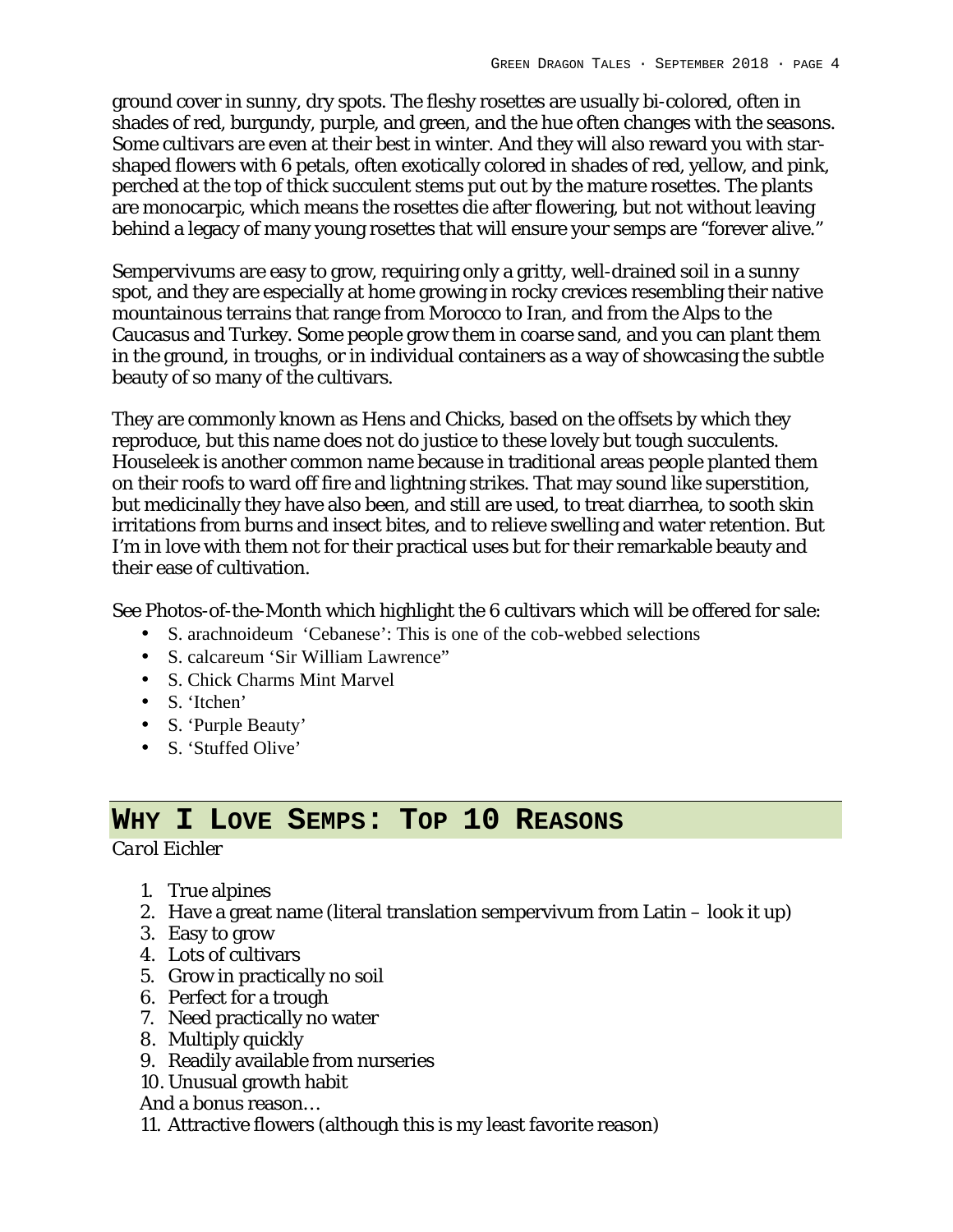ground cover in sunny, dry spots. The fleshy rosettes are usually bi-colored, often in shades of red, burgundy, purple, and green, and the hue often changes with the seasons. Some cultivars are even at their best in winter. And they will also reward you with star-shaped flowers with 6 petals, often exotically colored in shades of red, yellow, and pink, perched at the top of thick succulent stems put out by the mature rosettes. The plants are monocarpic, which means the rosettes die after flowering, but not without leaving behind a legacy of many young rosettes that will ensure your semps are "forever alive."

Sempervivums are easy to grow, requiring only a gritty, well-drained soil in a sunny spot, and they are especially at home growing in rocky crevices resembling their native mountainous terrains that range from Morocco to Iran, and from the Alps to the Caucasus and Turkey. Some people grow them in coarse sand, and you can plant them in the ground, in troughs, or in individual containers as a way of showcasing the subtle beauty of so many of the cultivars.

They are commonly known as Hens and Chicks, based on the offsets by which they reproduce, but this name does not do justice to these lovely but tough succulents. Houseleek is another common name because in traditional areas people planted them on their roofs to ward off fire and lightning strikes. That may sound like superstition, but medicinally they have also been, and still are used, to treat diarrhea, to sooth skin irritations from burns and insect bites, and to relieve swelling and water retention. But I'm in love with them not for their practical uses but for their remarkable beauty and their ease of cultivation.

See Photos-of-the-Month which highlight the 6 cultivars which will be offered for sale:

- S. arachnoideum 'Cebanese': This is one of the cob-webbed selections
- S. calcareum 'Sir William Lawrence"
- S. Chick Charms Mint Marvel
- S. 'Itchen'
- S. 'Purple Beauty'
- S. 'Stuffed Olive'

## Why I Love Semps: Top 10 Reasons

*Carol Eichler*

1. True alpines
2. Have a great name (literal translation sempervivum from Latin – look it up)
3. Easy to grow
4. Lots of cultivars
5. Grow in practically no soil
6. Perfect for a trough
7. Need practically no water
8. Multiply quickly
9. Readily available from nurseries
10. Unusual growth habit

And a bonus reason…

11. Attractive flowers (although this is my least favorite reason)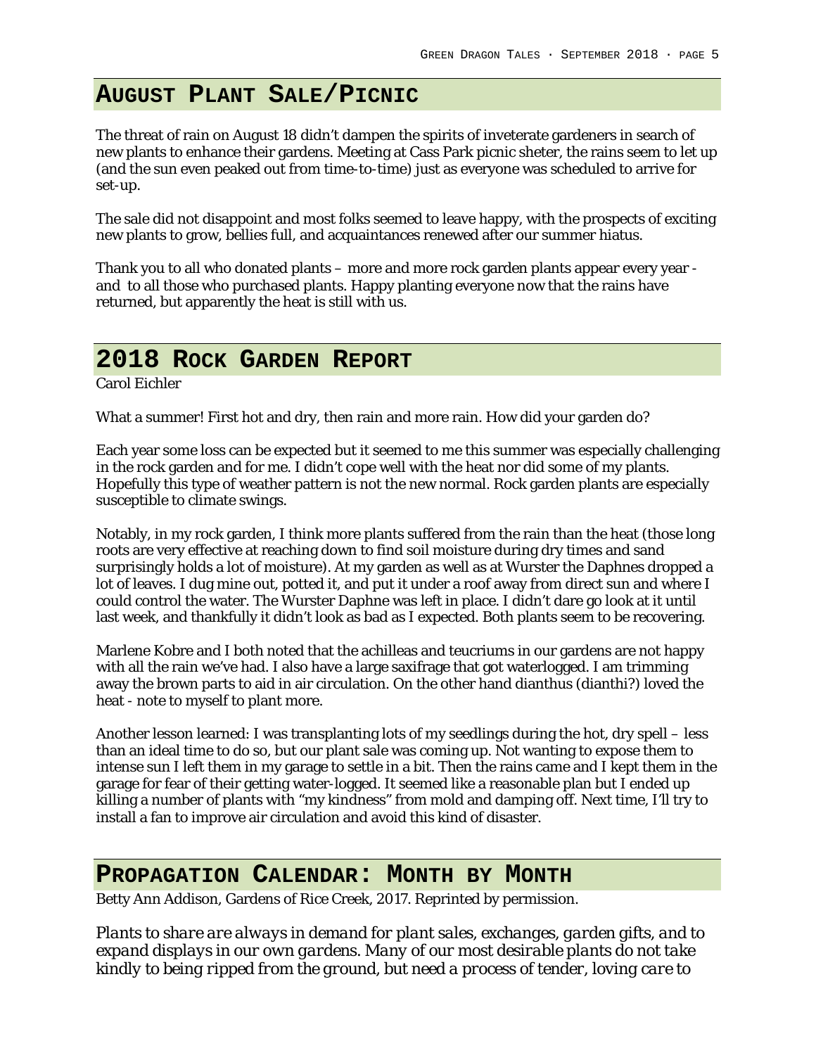## August Plant Sale/Picnic

The threat of rain on August 18 didn't dampen the spirits of inveterate gardeners in search of new plants to enhance their gardens. Meeting at Cass Park picnic sheter, the rains seem to let up (and the sun even peaked out from time-to-time) just as everyone was scheduled to arrive for set-up.

The sale did not disappoint and most folks seemed to leave happy, with the prospects of exciting new plants to grow, bellies full, and acquaintances renewed after our summer hiatus.

Thank you to all who donated plants – more and more rock garden plants appear every year - and to all those who purchased plants. Happy planting everyone now that the rains have returned, but apparently the heat is still with us.

## 2018 Rock Garden Report

Carol Eichler

What a summer! First hot and dry, then rain and more rain. How did your garden do?

Each year some loss can be expected but it seemed to me this summer was especially challenging in the rock garden and for me. I didn't cope well with the heat nor did some of my plants. Hopefully this type of weather pattern is not the new normal. Rock garden plants are especially susceptible to climate swings.

Notably, in my rock garden, I think more plants suffered from the rain than the heat (those long roots are very effective at reaching down to find soil moisture during dry times and sand surprisingly holds a lot of moisture). At my garden as well as at Wurster the Daphnes dropped a lot of leaves. I dug mine out, potted it, and put it under a roof away from direct sun and where I could control the water. The Wurster Daphne was left in place. I didn't dare go look at it until last week, and thankfully it didn't look as bad as I expected. Both plants seem to be recovering.

Marlene Kobre and I both noted that the achilleas and teucriums in our gardens are not happy with all the rain we've had. I also have a large saxifrage that got waterlogged. I am trimming away the brown parts to aid in air circulation. On the other hand dianthus (dianthi?) loved the heat - note to myself to plant more.

Another lesson learned: I was transplanting lots of my seedlings during the hot, dry spell – less than an ideal time to do so, but our plant sale was coming up. Not wanting to expose them to intense sun I left them in my garage to settle in a bit. Then the rains came and I kept them in the garage for fear of their getting water-logged. It seemed like a reasonable plan but I ended up killing a number of plants with "my kindness" from mold and damping off. Next time, I'll try to install a fan to improve air circulation and avoid this kind of disaster.

## Propagation Calendar: Month by Month

Betty Ann Addison, Gardens of Rice Creek, 2017. Reprinted by permission.

*Plants to share are always in demand for plant sales, exchanges, garden gifts, and to expand displays in our own gardens. Many of our most desirable plants do not take kindly to being ripped from the ground, but need a process of tender, loving care to*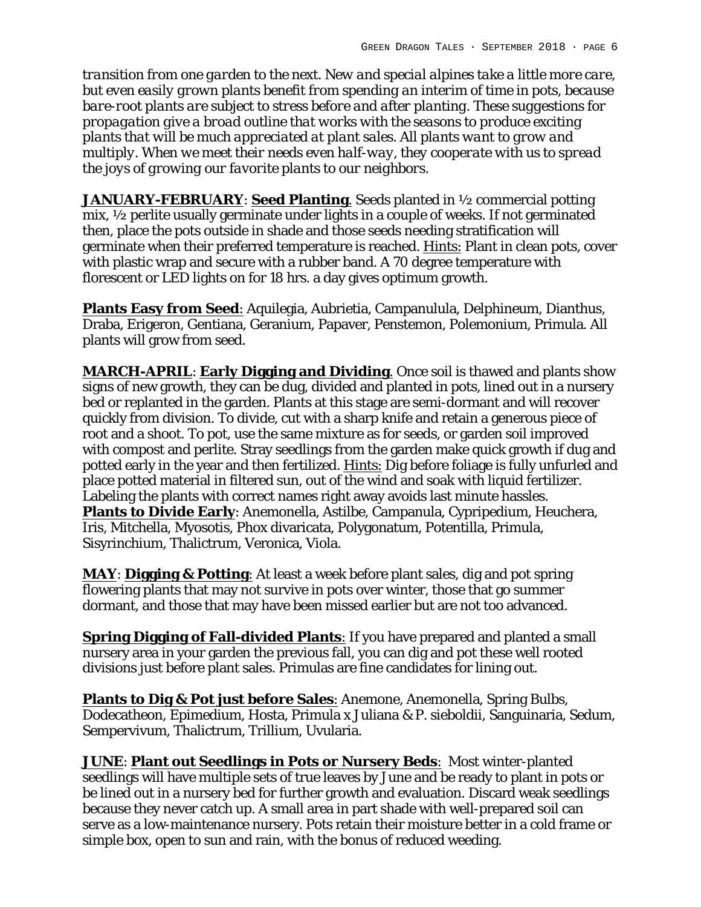*transition from one garden to the next. New and special alpines take a little more care, but even easily grown plants benefit from spending an interim of time in pots, because bare-root plants are subject to stress before and after planting. These suggestions for propagation give a broad outline that works with the seasons to produce exciting plants that will be much appreciated at plant sales. All plants want to grow and multiply. When we meet their needs even half-way, they cooperate with us to spread the joys of growing our favorite plants to our neighbors.*

**JANUARY-FEBRUARY**: **Seed Planting**. Seeds planted in ½ commercial potting mix, ½ perlite usually germinate under lights in a couple of weeks. If not germinated then, place the pots outside in shade and those seeds needing stratification will germinate when their preferred temperature is reached. Hints: Plant in clean pots, cover with plastic wrap and secure with a rubber band. A 70 degree temperature with florescent or LED lights on for 18 hrs. a day gives optimum growth.

**Plants Easy from Seed**: Aquilegia, Aubrietia, Campanulula, Delphineum, Dianthus, Draba, Erigeron, Gentiana, Geranium, Papaver, Penstemon, Polemonium, Primula. All plants will grow from seed.

**MARCH-APRIL**: **Early Digging and Dividing**. Once soil is thawed and plants show signs of new growth, they can be dug, divided and planted in pots, lined out in a nursery bed or replanted in the garden. Plants at this stage are semi-dormant and will recover quickly from division. To divide, cut with a sharp knife and retain a generous piece of root and a shoot. To pot, use the same mixture as for seeds, or garden soil improved with compost and perlite. Stray seedlings from the garden make quick growth if dug and potted early in the year and then fertilized. Hints: Dig before foliage is fully unfurled and place potted material in filtered sun, out of the wind and soak with liquid fertilizer. Labeling the plants with correct names right away avoids last minute hassles.
**Plants to Divide Early**: Anemonella, Astilbe, Campanula, Cypripedium, Heuchera, Iris, Mitchella, Myosotis, Phox divaricata, Polygonatum, Potentilla, Primula, Sisyrinchium, Thalictrum, Veronica, Viola.

**MAY**: **Digging & Potting**: At least a week before plant sales, dig and pot spring flowering plants that may not survive in pots over winter, those that go summer dormant, and those that may have been missed earlier but are not too advanced.

**Spring Digging of Fall-divided Plants**: If you have prepared and planted a small nursery area in your garden the previous fall, you can dig and pot these well rooted divisions just before plant sales. Primulas are fine candidates for lining out.

**Plants to Dig & Pot just before Sales**: Anemone, Anemonella, Spring Bulbs, Dodecatheon, Epimedium, Hosta, Primula x Juliana & P. sieboldii, Sanguinaria, Sedum, Sempervivum, Thalictrum, Trillium, Uvularia.

**JUNE**: **Plant out Seedlings in Pots or Nursery Beds**: Most winter-planted seedlings will have multiple sets of true leaves by June and be ready to plant in pots or be lined out in a nursery bed for further growth and evaluation. Discard weak seedlings because they never catch up. A small area in part shade with well-prepared soil can serve as a low-maintenance nursery. Pots retain their moisture better in a cold frame or simple box, open to sun and rain, with the bonus of reduced weeding.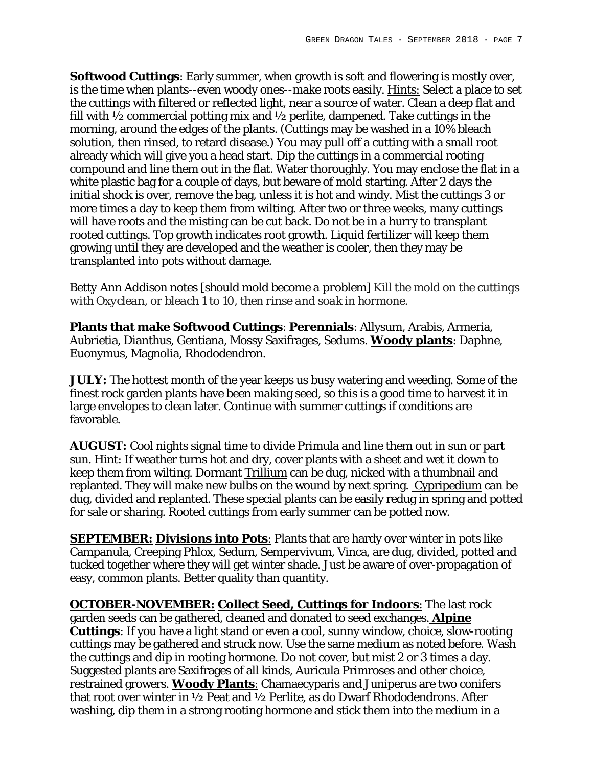**Softwood Cuttings**: Early summer, when growth is soft and flowering is mostly over, is the time when plants--even woody ones--make roots easily. Hints: Select a place to set the cuttings with filtered or reflected light, near a source of water. Clean a deep flat and fill with ½ commercial potting mix and ½ perlite, dampened. Take cuttings in the morning, around the edges of the plants. (Cuttings may be washed in a 10% bleach solution, then rinsed, to retard disease.) You may pull off a cutting with a small root already which will give you a head start. Dip the cuttings in a commercial rooting compound and line them out in the flat. Water thoroughly. You may enclose the flat in a white plastic bag for a couple of days, but beware of mold starting. After 2 days the initial shock is over, remove the bag, unless it is hot and windy. Mist the cuttings 3 or more times a day to keep them from wilting. After two or three weeks, many cuttings will have roots and the misting can be cut back. Do not be in a hurry to transplant rooted cuttings. Top growth indicates root growth. Liquid fertilizer will keep them growing until they are developed and the weather is cooler, then they may be transplanted into pots without damage.

Betty Ann Addison notes [should mold become a problem] *Kill the mold on the cuttings with Oxyclean, or bleach 1 to 10, then rinse and soak in hormone.*

**Plants that make Softwood Cuttings**: **Perennials**: Allysum, Arabis, Armeria, Aubrietia, Dianthus, Gentiana, Mossy Saxifrages, Sedums. **Woody plants**: Daphne, Euonymus, Magnolia, Rhododendron.

**JULY:** The hottest month of the year keeps us busy watering and weeding. Some of the finest rock garden plants have been making seed, so this is a good time to harvest it in large envelopes to clean later. Continue with summer cuttings if conditions are favorable.

**AUGUST:** Cool nights signal time to divide Primula and line them out in sun or part sun. Hint: If weather turns hot and dry, cover plants with a sheet and wet it down to keep them from wilting. Dormant Trillium can be dug, nicked with a thumbnail and replanted. They will make new bulbs on the wound by next spring. Cypripedium can be dug, divided and replanted. These special plants can be easily redug in spring and potted for sale or sharing. Rooted cuttings from early summer can be potted now.

**SEPTEMBER: Divisions into Pots**: Plants that are hardy over winter in pots like Campanula, Creeping Phlox, Sedum, Sempervivum, Vinca, are dug, divided, potted and tucked together where they will get winter shade. Just be aware of over-propagation of easy, common plants. Better quality than quantity.

**OCTOBER-NOVEMBER: Collect Seed, Cuttings for Indoors**: The last rock garden seeds can be gathered, cleaned and donated to seed exchanges. **Alpine Cuttings**: If you have a light stand or even a cool, sunny window, choice, slow-rooting cuttings may be gathered and struck now. Use the same medium as noted before. Wash the cuttings and dip in rooting hormone. Do not cover, but mist 2 or 3 times a day. Suggested plants are Saxifrages of all kinds, Auricula Primroses and other choice, restrained growers. **Woody Plants**: Chamaecyparis and Juniperus are two conifers that root over winter in ½ Peat and ½ Perlite, as do Dwarf Rhododendrons. After washing, dip them in a strong rooting hormone and stick them into the medium in a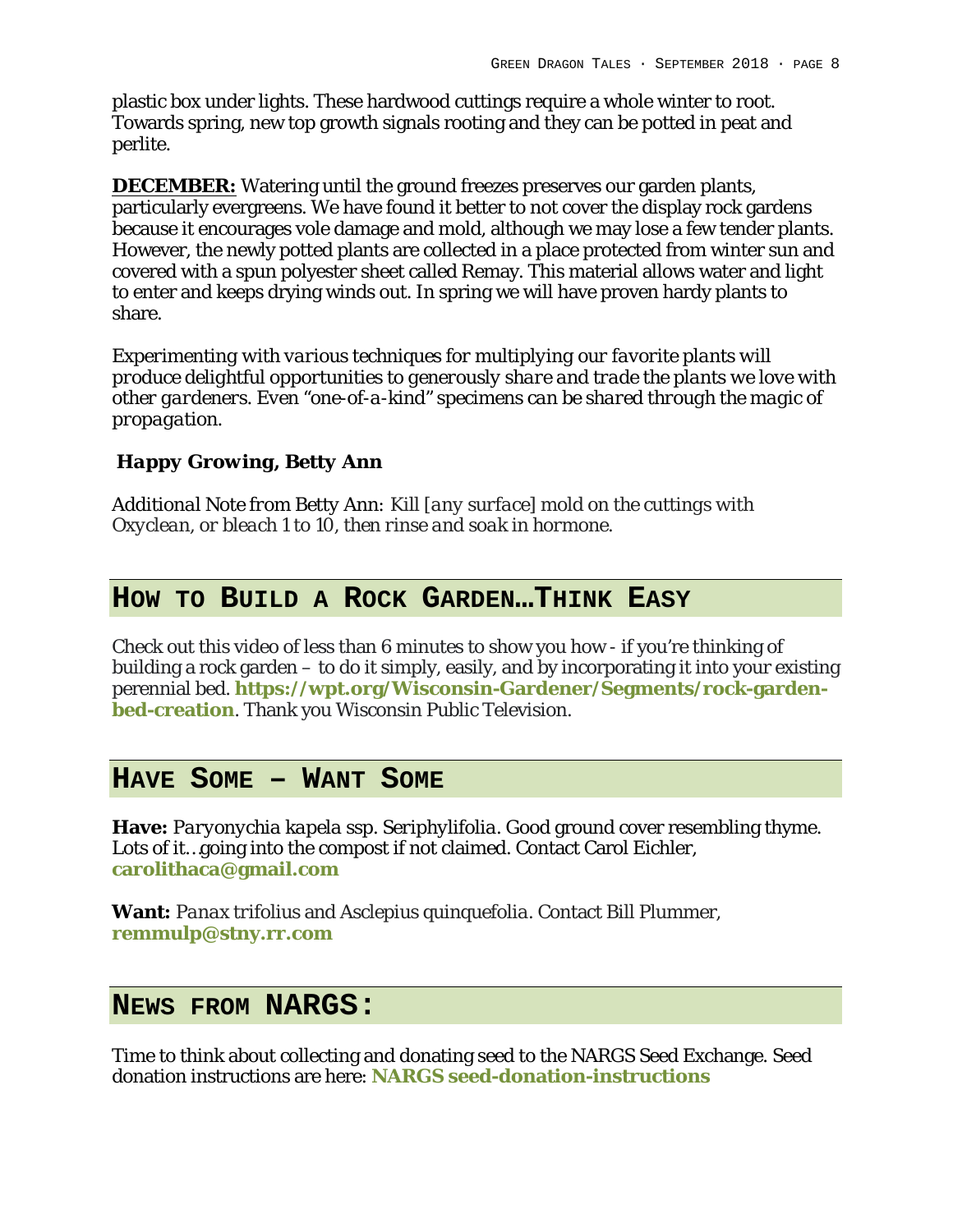plastic box under lights. These hardwood cuttings require a whole winter to root. Towards spring, new top growth signals rooting and they can be potted in peat and perlite.

**DECEMBER:** Watering until the ground freezes preserves our garden plants, particularly evergreens. We have found it better to not cover the display rock gardens because it encourages vole damage and mold, although we may lose a few tender plants. However, the newly potted plants are collected in a place protected from winter sun and covered with a spun polyester sheet called Remay. This material allows water and light to enter and keeps drying winds out. In spring we will have proven hardy plants to share.

*Experimenting with various techniques for multiplying our favorite plants will produce delightful opportunities to generously share and trade the plants we love with other gardeners. Even "one-of-a-kind" specimens can be shared through the magic of propagation.*

***Happy Growing, Betty Ann***

*Additional Note from Betty Ann: Kill [any surface] mold on the cuttings with Oxyclean, or bleach 1 to 10, then rinse and soak in hormone.*

## How to Build a Rock Garden…Think Easy

Check out this video of less than 6 minutes to show you how - if you're thinking of building a rock garden – to do it simply, easily, and by incorporating it into your existing perennial bed. **https://wpt.org/Wisconsin-Gardener/Segments/rock-garden-bed-creation**. Thank you Wisconsin Public Television.

## Have Some – Want Some

**Have:** *Paryonychia kapela* ssp. *Seriphylifolia*. Good ground cover resembling thyme. Lots of it…going into the compost if not claimed. Contact Carol Eichler, **carolithaca@gmail.com**

**Want:** *Panax trifolius* and *Asclepius quinquefolia*. Contact Bill Plummer, **remmulp@stny.rr.com**

## News from NARGS:

Time to think about collecting and donating seed to the NARGS Seed Exchange. Seed donation instructions are here: **NARGS seed-donation-instructions**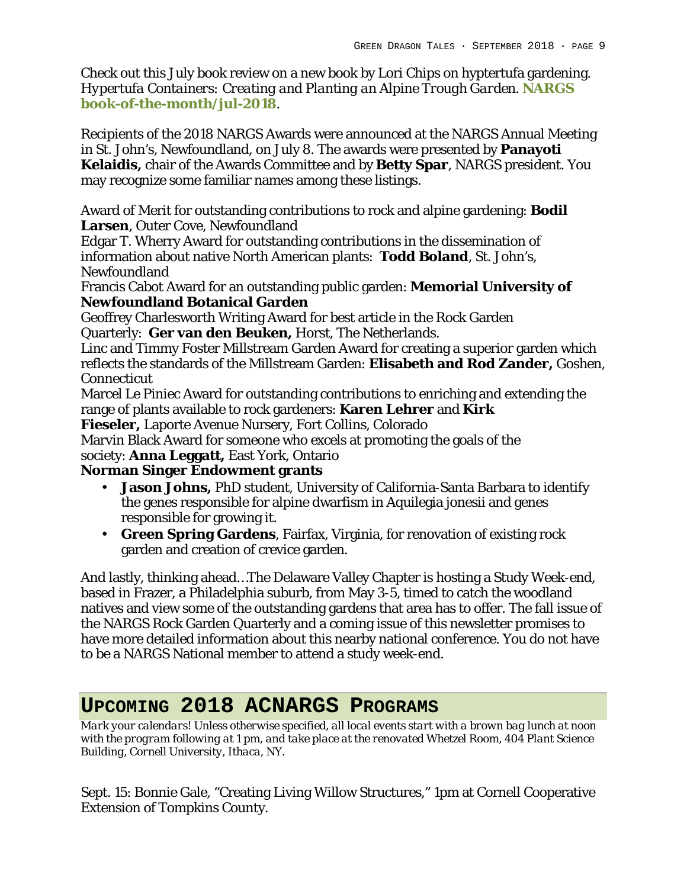Check out this July book review on a new book by Lori Chips on hyptertufa gardening. *Hypertufa Containers: Creating and Planting an Alpine Trough Garden.* **NARGS book-of-the-month/jul-2018**.

Recipients of the 2018 NARGS Awards were announced at the NARGS Annual Meeting in St. John's, Newfoundland, on July 8. The awards were presented by **Panayoti Kelaidis,** chair of the Awards Committee and by **Betty Spar**, NARGS president. You may recognize some familiar names among these listings.

Award of Merit for outstanding contributions to rock and alpine gardening: **Bodil Larsen**, Outer Cove, Newfoundland

Edgar T. Wherry Award for outstanding contributions in the dissemination of information about native North American plants: **Todd Boland**, St. John's, Newfoundland

Francis Cabot Award for an outstanding public garden: **Memorial University of Newfoundland Botanical Garden**

Geoffrey Charlesworth Writing Award for best article in the Rock Garden Quarterly: **Ger van den Beuken,** Horst, The Netherlands.

Linc and Timmy Foster Millstream Garden Award for creating a superior garden which reflects the standards of the Millstream Garden: **Elisabeth and Rod Zander,** Goshen, Connecticut

Marcel Le Piniec Award for outstanding contributions to enriching and extending the range of plants available to rock gardeners: **Karen Lehrer** and **Kirk Fieseler,** Laporte Avenue Nursery, Fort Collins, Colorado

Marvin Black Award for someone who excels at promoting the goals of the society: **Anna Leggatt,** East York, Ontario

**Norman Singer Endowment grants**

- **Jason Johns,** PhD student, University of California-Santa Barbara to identify the genes responsible for alpine dwarfism in Aquilegia jonesii and genes responsible for growing it.
- **Green Spring Gardens**, Fairfax, Virginia, for renovation of existing rock garden and creation of crevice garden.

And lastly, thinking ahead…The Delaware Valley Chapter is hosting a Study Week-end, based in Frazer, a Philadelphia suburb, from May 3-5, timed to catch the woodland natives and view some of the outstanding gardens that area has to offer. The fall issue of the NARGS Rock Garden Quarterly and a coming issue of this newsletter promises to have more detailed information about this nearby national conference. You do not have to be a NARGS National member to attend a study week-end.

## Upcoming 2018 ACNARGS Programs

*Mark your calendars! Unless otherwise specified, all local events start with a brown bag lunch at noon with the program following at 1 pm, and take place at the renovated Whetzel Room, 404 Plant Science Building, Cornell University, Ithaca, NY.*

Sept. 15: Bonnie Gale, "Creating Living Willow Structures," 1pm at Cornell Cooperative Extension of Tompkins County.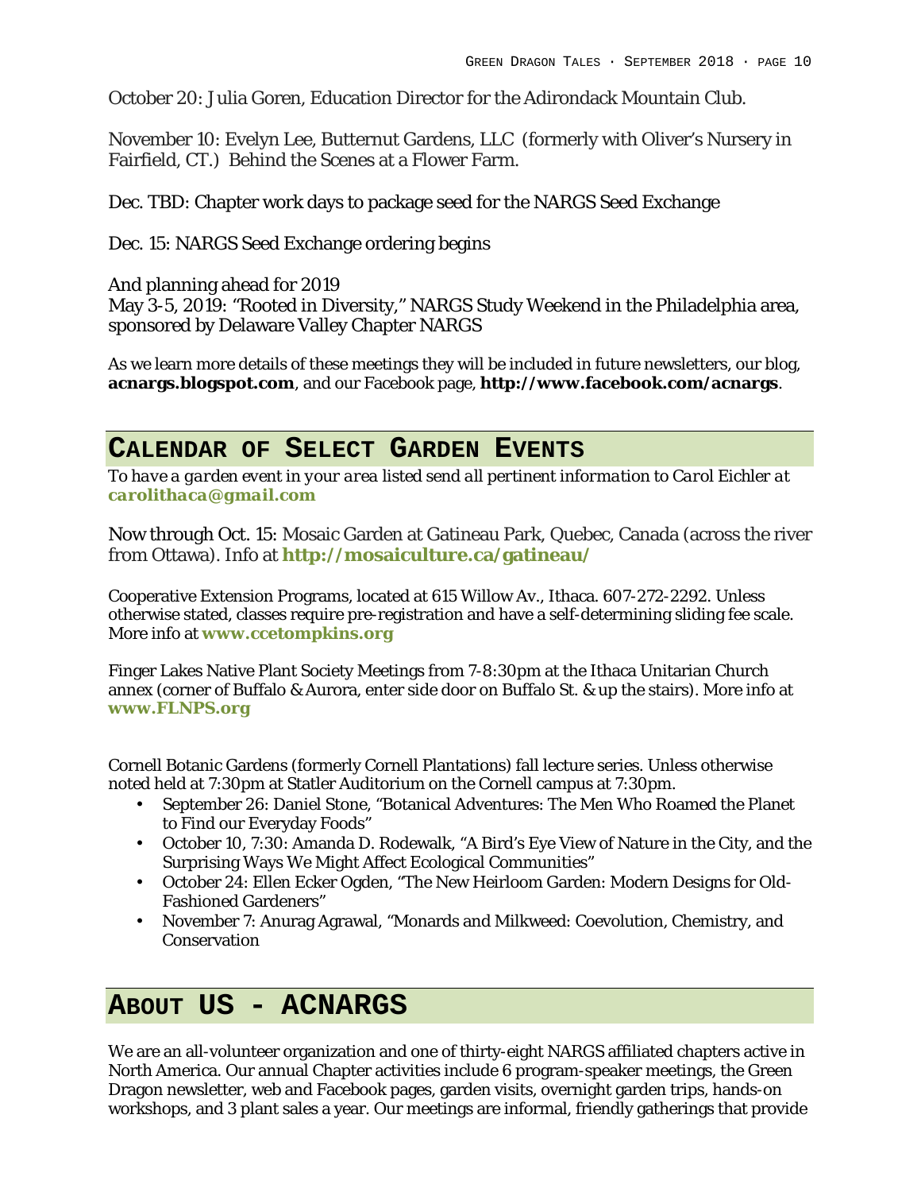October 20: Julia Goren, Education Director for the Adirondack Mountain Club.

November 10: Evelyn Lee, Butternut Gardens, LLC (formerly with Oliver's Nursery in Fairfield, CT.) Behind the Scenes at a Flower Farm.

Dec. TBD: Chapter work days to package seed for the NARGS Seed Exchange

Dec. 15: NARGS Seed Exchange ordering begins

And planning ahead for 2019
May 3-5, 2019: "Rooted in Diversity," NARGS Study Weekend in the Philadelphia area, sponsored by Delaware Valley Chapter NARGS

As we learn more details of these meetings they will be included in future newsletters, our blog, **acnargs.blogspot.com**, and our Facebook page, **http://www.facebook.com/acnargs**.

## CALENDAR OF SELECT GARDEN EVENTS

*To have a garden event in your area listed send all pertinent information to Carol Eichler at* ***carolithaca@gmail.com***

Now through Oct. 15: Mosaic Garden at Gatineau Park, Quebec, Canada (across the river from Ottawa). Info at **http://mosaiculture.ca/gatineau/**

Cooperative Extension Programs, located at 615 Willow Av., Ithaca. 607-272-2292. Unless otherwise stated, classes require pre-registration and have a self-determining sliding fee scale. More info at **www.ccetompkins.org**

Finger Lakes Native Plant Society Meetings from 7-8:30pm at the Ithaca Unitarian Church annex (corner of Buffalo & Aurora, enter side door on Buffalo St. & up the stairs). More info at **www.FLNPS.org**

Cornell Botanic Gardens (formerly Cornell Plantations) fall lecture series. Unless otherwise noted held at 7:30pm at Statler Auditorium on the Cornell campus at 7:30pm.

- September 26: Daniel Stone, "Botanical Adventures: The Men Who Roamed the Planet to Find our Everyday Foods"
- October 10, 7:30: Amanda D. Rodewalk, "A Bird's Eye View of Nature in the City, and the Surprising Ways We Might Affect Ecological Communities"
- October 24: Ellen Ecker Ogden, "The New Heirloom Garden: Modern Designs for Old-Fashioned Gardeners"
- November 7: Anurag Agrawal, "Monards and Milkweed: Coevolution, Chemistry, and Conservation

## ABOUT US - ACNARGS

We are an all-volunteer organization and one of thirty-eight NARGS affiliated chapters active in North America. Our annual Chapter activities include 6 program-speaker meetings, the Green Dragon newsletter, web and Facebook pages, garden visits, overnight garden trips, hands-on workshops, and 3 plant sales a year. Our meetings are informal, friendly gatherings that provide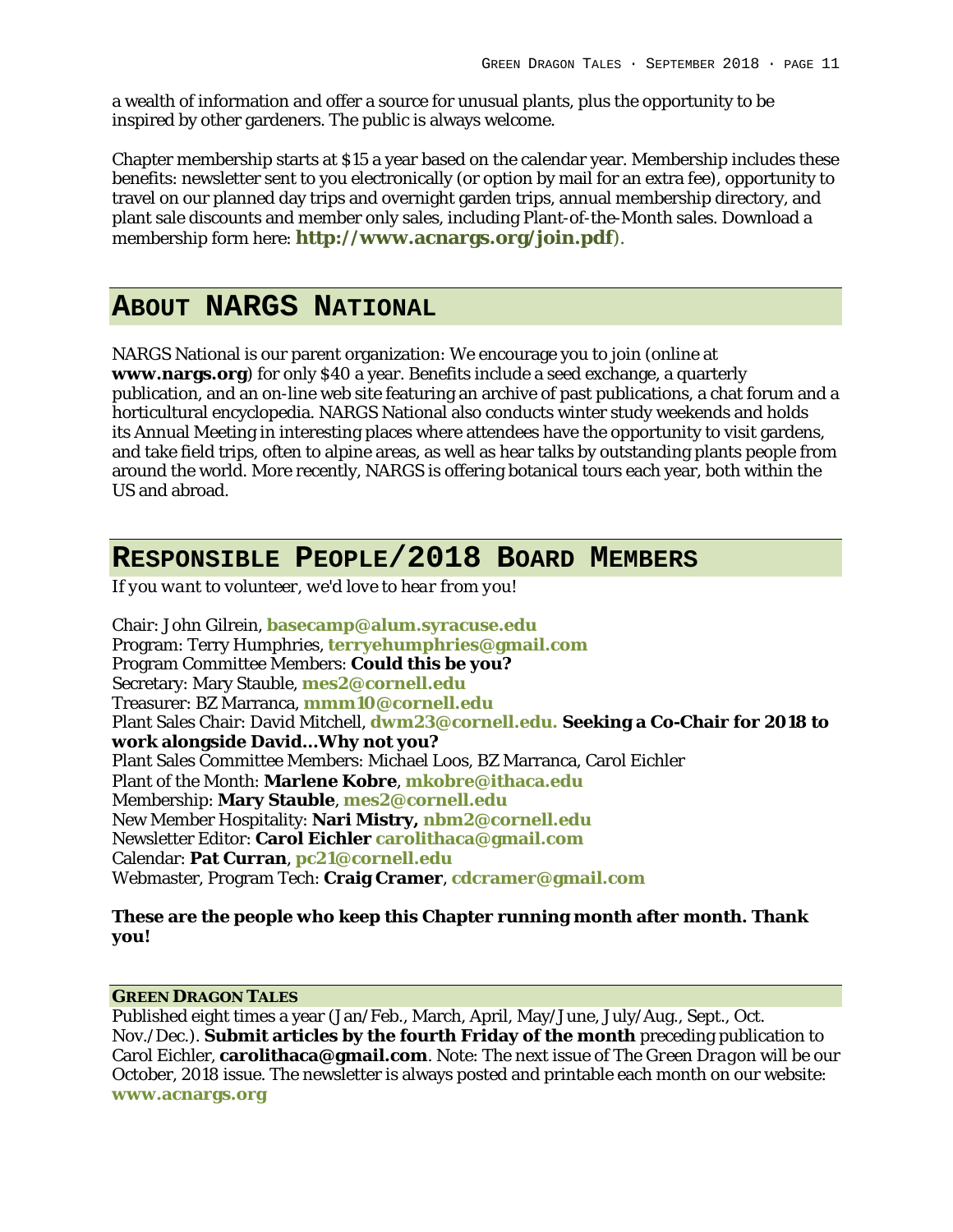a wealth of information and offer a source for unusual plants, plus the opportunity to be inspired by other gardeners. The public is always welcome.

Chapter membership starts at $15 a year based on the calendar year. Membership includes these benefits: newsletter sent to you electronically (or option by mail for an extra fee), opportunity to travel on our planned day trips and overnight garden trips, annual membership directory, and plant sale discounts and member only sales, including Plant-of-the-Month sales. Download a membership form here: **http://www.acnargs.org/join.pdf**).

## ABOUT NARGS NATIONAL

NARGS National is our parent organization: We encourage you to join (online at **www.nargs.org**) for only $40 a year. Benefits include a seed exchange, a quarterly publication, and an on-line web site featuring an archive of past publications, a chat forum and a horticultural encyclopedia. NARGS National also conducts winter study weekends and holds its Annual Meeting in interesting places where attendees have the opportunity to visit gardens, and take field trips, often to alpine areas, as well as hear talks by outstanding plants people from around the world. More recently, NARGS is offering botanical tours each year, both within the US and abroad.

## RESPONSIBLE PEOPLE/2018 BOARD MEMBERS

*If you want to volunteer, we'd love to hear from you!*

Chair: John Gilrein, **basecamp@alum.syracuse.edu**
Program: Terry Humphries, **terryehumphries@gmail.com**
Program Committee Members: **Could this be you?**
Secretary: Mary Stauble, **mes2@cornell.edu**
Treasurer: BZ Marranca, **mmm10@cornell.edu**
Plant Sales Chair: David Mitchell, **dwm23@cornell.edu. Seeking a Co-Chair for 2018 to work alongside David…Why not you?**
Plant Sales Committee Members: Michael Loos, BZ Marranca, Carol Eichler
Plant of the Month: **Marlene Kobre**, **mkobre@ithaca.edu**
Membership: **Mary Stauble**, **mes2@cornell.edu**
New Member Hospitality: **Nari Mistry, nbm2@cornell.edu**
Newsletter Editor: **Carol Eichler carolithaca@gmail.com**
Calendar: **Pat Curran**, **pc21@cornell.edu**
Webmaster, Program Tech: **Craig Cramer**, **cdcramer@gmail.com**

**These are the people who keep this Chapter running month after month. Thank you!**

### GREEN DRAGON TALES

Published eight times a year (Jan/Feb., March, April, May/June, July/Aug., Sept., Oct. Nov./Dec.). **Submit articles by the fourth Friday of the month** preceding publication to Carol Eichler, **carolithaca@gmail.com**. Note: The next issue of *The Green Dragon* will be our October, 2018 issue. The newsletter is always posted and printable each month on our website: **www.acnargs.org**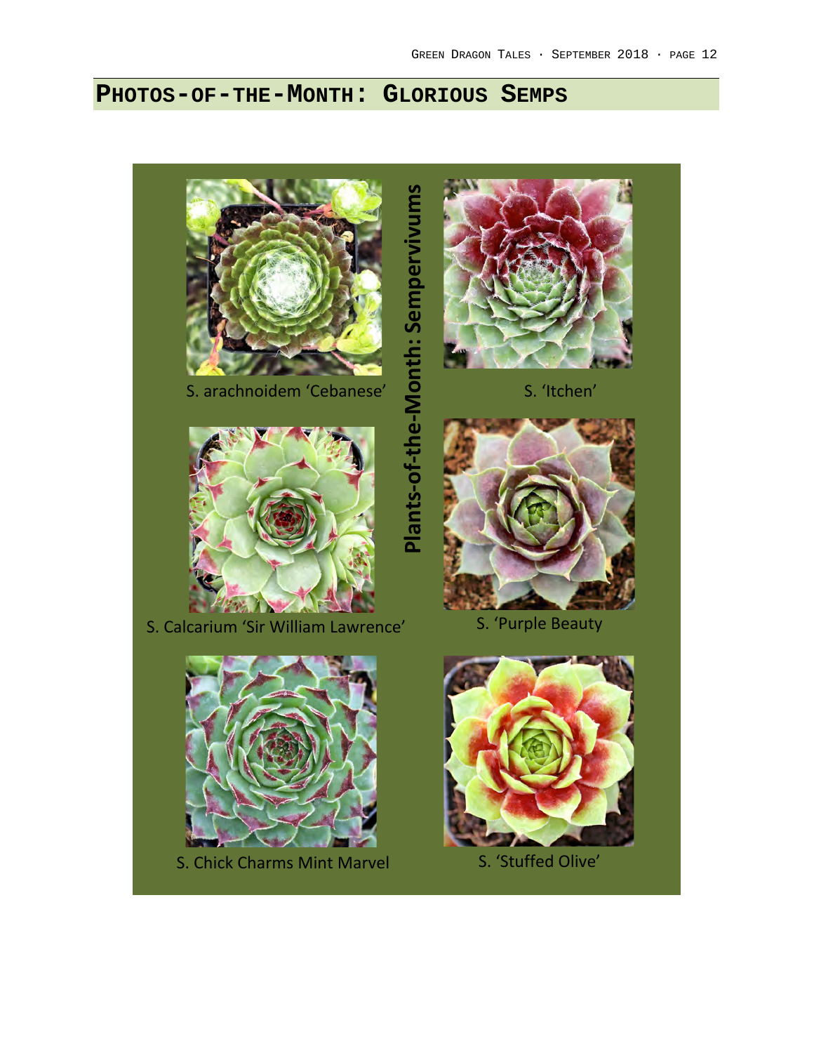# Photos-of-the-Month: Glorious Semps

Plants-of-the-Month: Sempervivums

S. arachnoidem 'Cebanese'

S. 'Itchen'

S. Calcarium 'Sir William Lawrence'

S. 'Purple Beauty

S. Chick Charms Mint Marvel

S. 'Stuffed Olive'